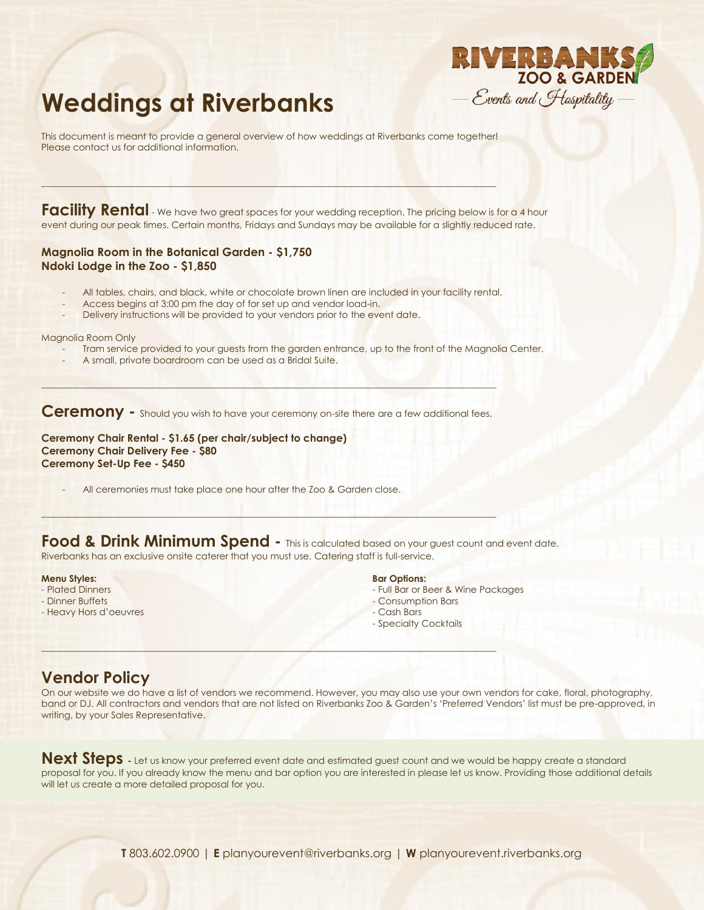# Weddings at Riverbanks

Riverbanks Zoo & Garden — Events and Hospitality —

This document is meant to provide a general overview of how weddings at Riverbanks come together! Please contact us for additional information.

---

## Facility Rental

- We have two great spaces for your wedding reception. The pricing below is for a 4 hour event during our peak times. Certain months, Fridays and Sundays may be available for a slightly reduced rate.

**Magnolia Room in the Botanical Garden - $1,750**
**Ndoki Lodge in the Zoo - $1,850**

- All tables, chairs, and black, white or chocolate brown linen are included in your facility rental.
- Access begins at 3:00 pm the day of for set up and vendor load-in.
- Delivery instructions will be provided to your vendors prior to the event date.

Magnolia Room Only

- Tram service provided to your guests from the garden entrance, up to the front of the Magnolia Center.
- A small, private boardroom can be used as a Bridal Suite.

---

## Ceremony -

Should you wish to have your ceremony on-site there are a few additional fees.

**Ceremony Chair Rental - $1.65 (per chair/subject to change)**
**Ceremony Chair Delivery Fee - $80**
**Ceremony Set-Up Fee - $450**

- All ceremonies must take place one hour after the Zoo & Garden close.

---

## Food & Drink Minimum Spend -

This is calculated based on your guest count and event date. Riverbanks has an exclusive onsite caterer that you must use. Catering staff is full-service.

**Menu Styles:**
- Plated Dinners
- Dinner Buffets
- Heavy Hors d'oeuvres

**Bar Options:**
- Full Bar or Beer & Wine Packages
- Consumption Bars
- Cash Bars
- Specialty Cocktails

---

## Vendor Policy

On our website we do have a list of vendors we recommend. However, you may also use your own vendors for cake, floral, photography, band or DJ. All contractors and vendors that are not listed on Riverbanks Zoo & Garden's 'Preferred Vendors' list must be pre-approved, in writing, by your Sales Representative.

## Next Steps -

Let us know your preferred event date and estimated guest count and we would be happy create a standard proposal for you. If you already know the menu and bar option you are interested in please let us know. Providing those additional details will let us create a more detailed proposal for you.

**T** 803.602.0900 | **E** planyourevent@riverbanks.org | **W** planyourevent.riverbanks.org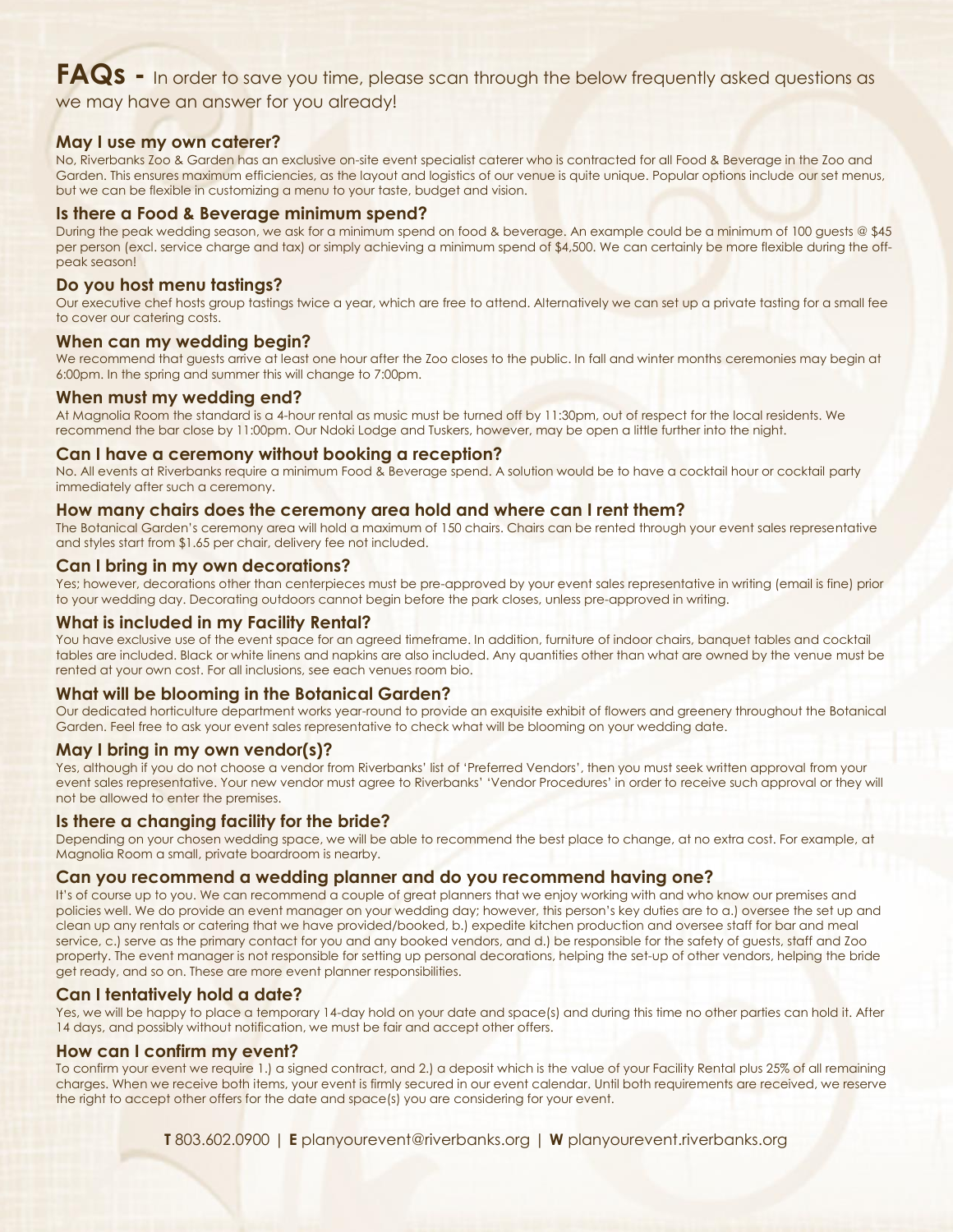# FAQs - In order to save you time, please scan through the below frequently asked questions as we may have an answer for you already!

## May I use my own caterer?

No, Riverbanks Zoo & Garden has an exclusive on-site event specialist caterer who is contracted for all Food & Beverage in the Zoo and Garden. This ensures maximum efficiencies, as the layout and logistics of our venue is quite unique. Popular options include our set menus, but we can be flexible in customizing a menu to your taste, budget and vision.

## Is there a Food & Beverage minimum spend?

During the peak wedding season, we ask for a minimum spend on food & beverage. An example could be a minimum of 100 guests @ $45 per person (excl. service charge and tax) or simply achieving a minimum spend of $4,500. We can certainly be more flexible during the off-peak season!

## Do you host menu tastings?

Our executive chef hosts group tastings twice a year, which are free to attend. Alternatively we can set up a private tasting for a small fee to cover our catering costs.

## When can my wedding begin?

We recommend that guests arrive at least one hour after the Zoo closes to the public. In fall and winter months ceremonies may begin at 6:00pm. In the spring and summer this will change to 7:00pm.

## When must my wedding end?

At Magnolia Room the standard is a 4-hour rental as music must be turned off by 11:30pm, out of respect for the local residents. We recommend the bar close by 11:00pm. Our Ndoki Lodge and Tuskers, however, may be open a little further into the night.

## Can I have a ceremony without booking a reception?

No. All events at Riverbanks require a minimum Food & Beverage spend. A solution would be to have a cocktail hour or cocktail party immediately after such a ceremony.

## How many chairs does the ceremony area hold and where can I rent them?

The Botanical Garden's ceremony area will hold a maximum of 150 chairs. Chairs can be rented through your event sales representative and styles start from $1.65 per chair, delivery fee not included.

## Can I bring in my own decorations?

Yes; however, decorations other than centerpieces must be pre-approved by your event sales representative in writing (email is fine) prior to your wedding day. Decorating outdoors cannot begin before the park closes, unless pre-approved in writing.

## What is included in my Facility Rental?

You have exclusive use of the event space for an agreed timeframe. In addition, furniture of indoor chairs, banquet tables and cocktail tables are included. Black or white linens and napkins are also included. Any quantities other than what are owned by the venue must be rented at your own cost. For all inclusions, see each venues room bio.

## What will be blooming in the Botanical Garden?

Our dedicated horticulture department works year-round to provide an exquisite exhibit of flowers and greenery throughout the Botanical Garden. Feel free to ask your event sales representative to check what will be blooming on your wedding date.

## May I bring in my own vendor(s)?

Yes, although if you do not choose a vendor from Riverbanks' list of 'Preferred Vendors', then you must seek written approval from your event sales representative. Your new vendor must agree to Riverbanks' 'Vendor Procedures' in order to receive such approval or they will not be allowed to enter the premises.

## Is there a changing facility for the bride?

Depending on your chosen wedding space, we will be able to recommend the best place to change, at no extra cost. For example, at Magnolia Room a small, private boardroom is nearby.

## Can you recommend a wedding planner and do you recommend having one?

It's of course up to you. We can recommend a couple of great planners that we enjoy working with and who know our premises and policies well. We do provide an event manager on your wedding day; however, this person's key duties are to a.) oversee the set up and clean up any rentals or catering that we have provided/booked, b.) expedite kitchen production and oversee staff for bar and meal service, c.) serve as the primary contact for you and any booked vendors, and d.) be responsible for the safety of guests, staff and Zoo property. The event manager is not responsible for setting up personal decorations, helping the set-up of other vendors, helping the bride get ready, and so on. These are more event planner responsibilities.

## Can I tentatively hold a date?

Yes, we will be happy to place a temporary 14-day hold on your date and space(s) and during this time no other parties can hold it. After 14 days, and possibly without notification, we must be fair and accept other offers.

## How can I confirm my event?

To confirm your event we require 1.) a signed contract, and 2.) a deposit which is the value of your Facility Rental plus 25% of all remaining charges. When we receive both items, your event is firmly secured in our event calendar. Until both requirements are received, we reserve the right to accept other offers for the date and space(s) you are considering for your event.

**T** 803.602.0900 | **E** planyourevent@riverbanks.org | **W** planyourevent.riverbanks.org